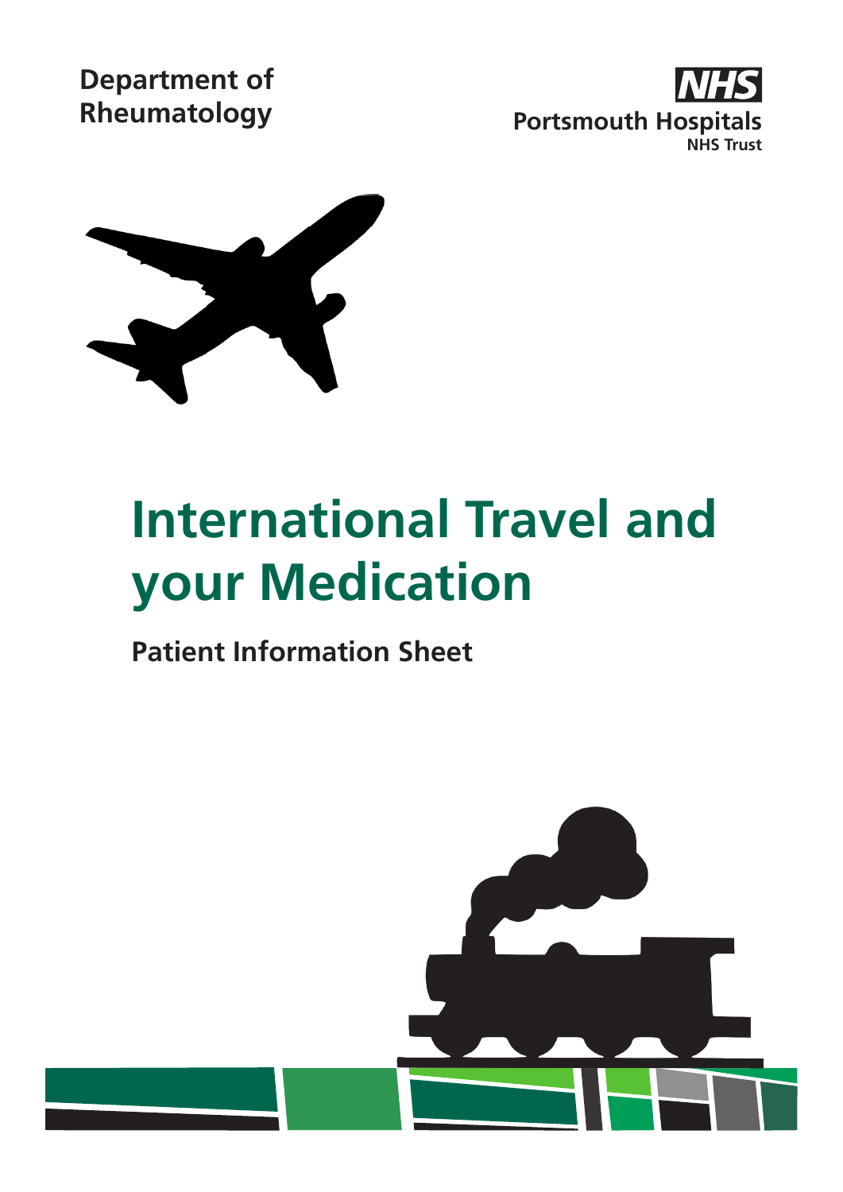Department of Rheumatology

NHS Portsmouth Hospitals NHS Trust

# International Travel and your Medication

## Patient Information Sheet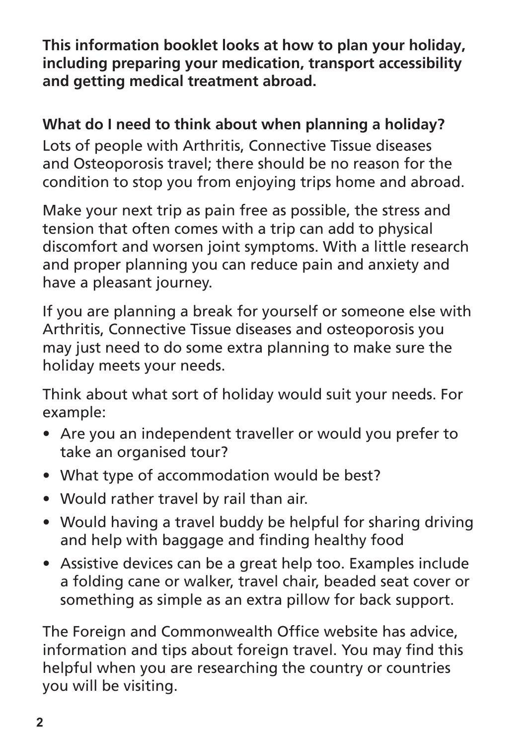**This information booklet looks at how to plan your holiday, including preparing your medication, transport accessibility and getting medical treatment abroad.**

**What do I need to think about when planning a holiday?**

Lots of people with Arthritis, Connective Tissue diseases and Osteoporosis travel; there should be no reason for the condition to stop you from enjoying trips home and abroad.

Make your next trip as pain free as possible, the stress and tension that often comes with a trip can add to physical discomfort and worsen joint symptoms. With a little research and proper planning you can reduce pain and anxiety and have a pleasant journey.

If you are planning a break for yourself or someone else with Arthritis, Connective Tissue diseases and osteoporosis you may just need to do some extra planning to make sure the holiday meets your needs.

Think about what sort of holiday would suit your needs. For example:

- Are you an independent traveller or would you prefer to take an organised tour?
- What type of accommodation would be best?
- Would rather travel by rail than air.
- Would having a travel buddy be helpful for sharing driving and help with baggage and finding healthy food
- Assistive devices can be a great help too. Examples include a folding cane or walker, travel chair, beaded seat cover or something as simple as an extra pillow for back support.

The Foreign and Commonwealth Office website has advice, information and tips about foreign travel. You may find this helpful when you are researching the country or countries you will be visiting.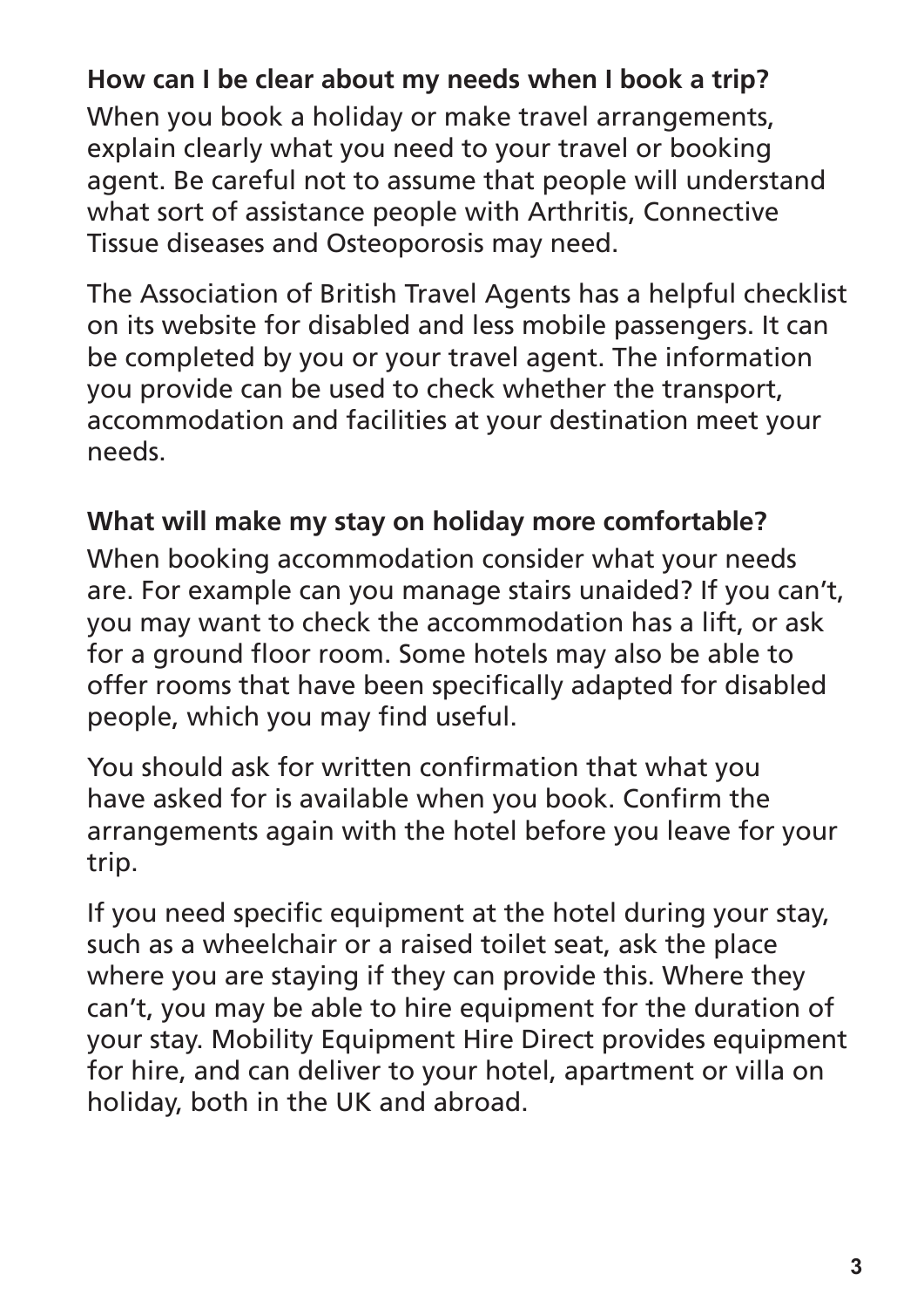### How can I be clear about my needs when I book a trip?

When you book a holiday or make travel arrangements, explain clearly what you need to your travel or booking agent. Be careful not to assume that people will understand what sort of assistance people with Arthritis, Connective Tissue diseases and Osteoporosis may need.

The Association of British Travel Agents has a helpful checklist on its website for disabled and less mobile passengers. It can be completed by you or your travel agent. The information you provide can be used to check whether the transport, accommodation and facilities at your destination meet your needs.

### What will make my stay on holiday more comfortable?

When booking accommodation consider what your needs are. For example can you manage stairs unaided? If you can't, you may want to check the accommodation has a lift, or ask for a ground floor room. Some hotels may also be able to offer rooms that have been specifically adapted for disabled people, which you may find useful.

You should ask for written confirmation that what you have asked for is available when you book. Confirm the arrangements again with the hotel before you leave for your trip.

If you need specific equipment at the hotel during your stay, such as a wheelchair or a raised toilet seat, ask the place where you are staying if they can provide this. Where they can't, you may be able to hire equipment for the duration of your stay. Mobility Equipment Hire Direct provides equipment for hire, and can deliver to your hotel, apartment or villa on holiday, both in the UK and abroad.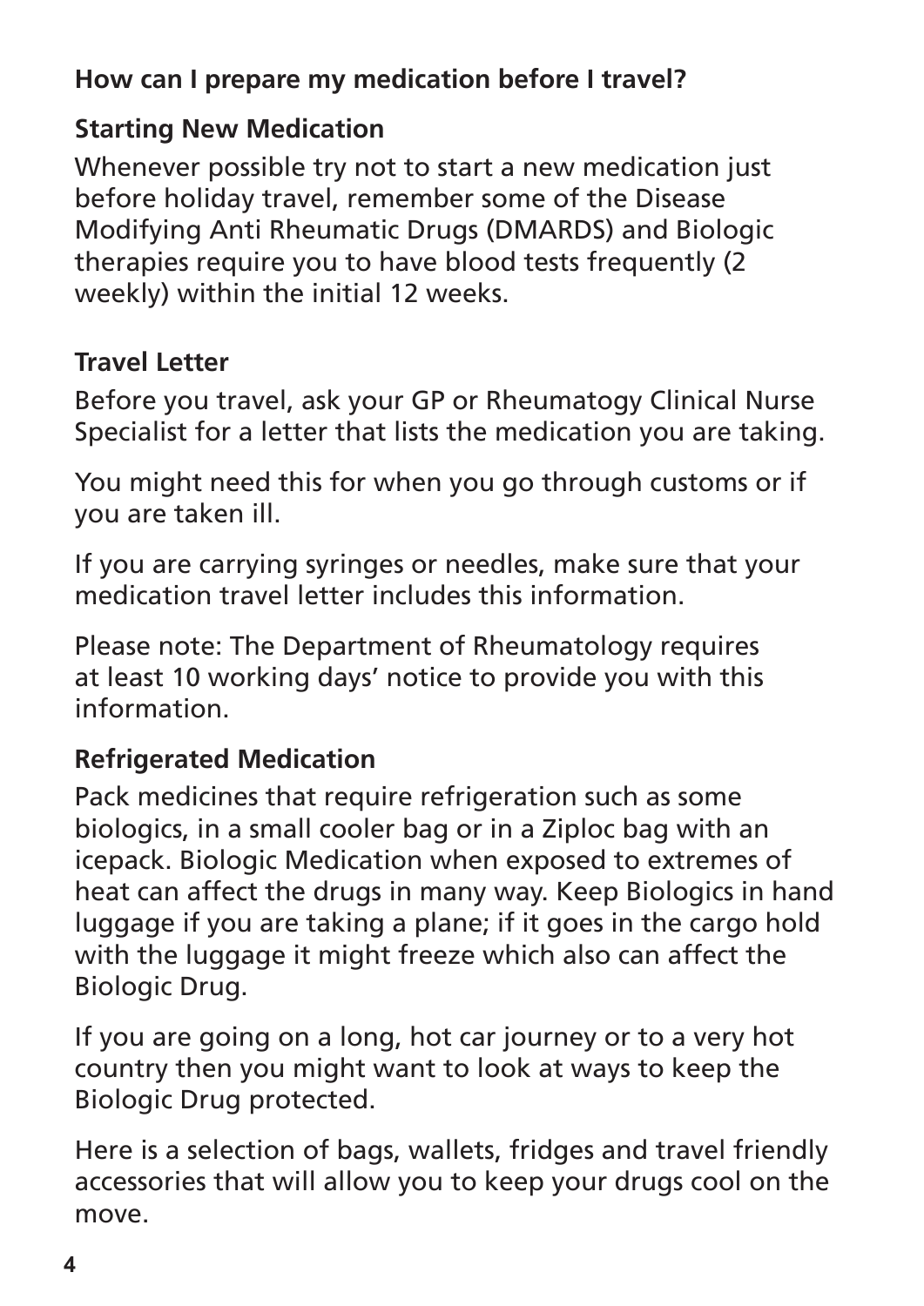## How can I prepare my medication before I travel?

### Starting New Medication

Whenever possible try not to start a new medication just before holiday travel, remember some of the Disease Modifying Anti Rheumatic Drugs (DMARDS) and Biologic therapies require you to have blood tests frequently (2 weekly) within the initial 12 weeks.

### Travel Letter

Before you travel, ask your GP or Rheumatogy Clinical Nurse Specialist for a letter that lists the medication you are taking.

You might need this for when you go through customs or if you are taken ill.

If you are carrying syringes or needles, make sure that your medication travel letter includes this information.

Please note: The Department of Rheumatology requires at least 10 working days' notice to provide you with this information.

### Refrigerated Medication

Pack medicines that require refrigeration such as some biologics, in a small cooler bag or in a Ziploc bag with an icepack. Biologic Medication when exposed to extremes of heat can affect the drugs in many way. Keep Biologics in hand luggage if you are taking a plane; if it goes in the cargo hold with the luggage it might freeze which also can affect the Biologic Drug.

If you are going on a long, hot car journey or to a very hot country then you might want to look at ways to keep the Biologic Drug protected.

Here is a selection of bags, wallets, fridges and travel friendly accessories that will allow you to keep your drugs cool on the move.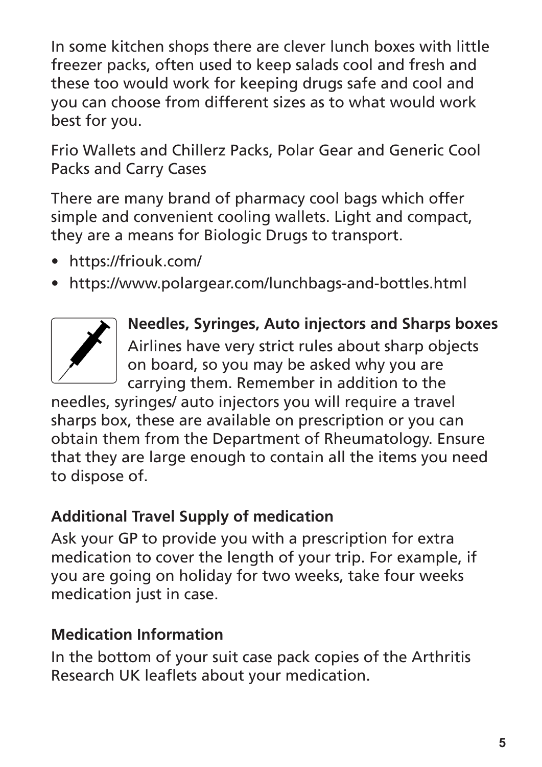In some kitchen shops there are clever lunch boxes with little freezer packs, often used to keep salads cool and fresh and these too would work for keeping drugs safe and cool and you can choose from different sizes as to what would work best for you.

Frio Wallets and Chillerz Packs, Polar Gear and Generic Cool Packs and Carry Cases

There are many brand of pharmacy cool bags which offer simple and convenient cooling wallets. Light and compact, they are a means for Biologic Drugs to transport.

- https://friouk.com/
- https://www.polargear.com/lunchbags-and-bottles.html

**Needles, Syringes, Auto injectors and Sharps boxes**

Airlines have very strict rules about sharp objects on board, so you may be asked why you are carrying them. Remember in addition to the needles, syringes/ auto injectors you will require a travel sharps box, these are available on prescription or you can obtain them from the Department of Rheumatology. Ensure that they are large enough to contain all the items you need to dispose of.

**Additional Travel Supply of medication**

Ask your GP to provide you with a prescription for extra medication to cover the length of your trip. For example, if you are going on holiday for two weeks, take four weeks medication just in case.

**Medication Information**

In the bottom of your suit case pack copies of the Arthritis Research UK leaflets about your medication.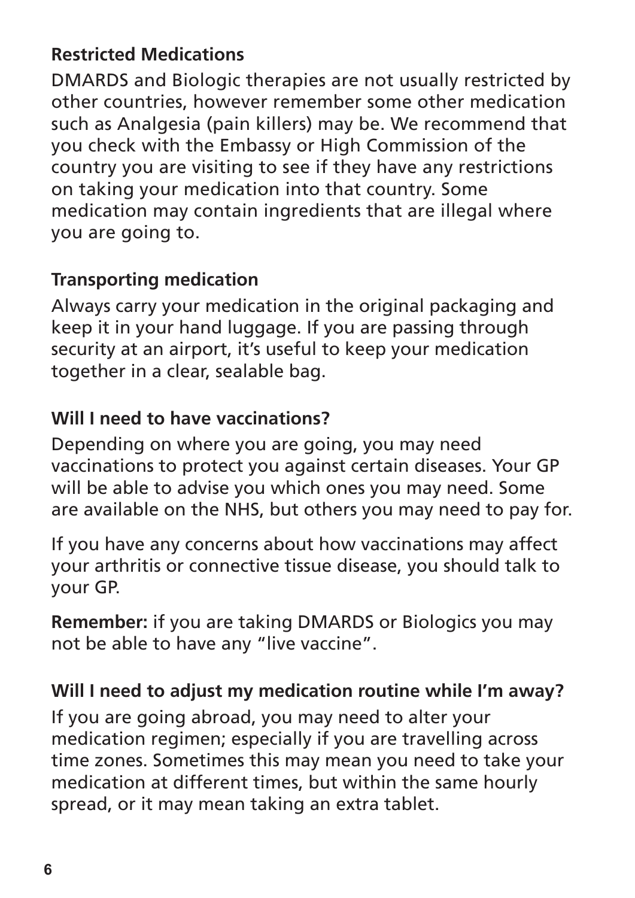## Restricted Medications

DMARDS and Biologic therapies are not usually restricted by other countries, however remember some other medication such as Analgesia (pain killers) may be. We recommend that you check with the Embassy or High Commission of the country you are visiting to see if they have any restrictions on taking your medication into that country. Some medication may contain ingredients that are illegal where you are going to.

## Transporting medication

Always carry your medication in the original packaging and keep it in your hand luggage. If you are passing through security at an airport, it's useful to keep your medication together in a clear, sealable bag.

## Will I need to have vaccinations?

Depending on where you are going, you may need vaccinations to protect you against certain diseases. Your GP will be able to advise you which ones you may need. Some are available on the NHS, but others you may need to pay for.

If you have any concerns about how vaccinations may affect your arthritis or connective tissue disease, you should talk to your GP.

**Remember:** if you are taking DMARDS or Biologics you may not be able to have any "live vaccine".

## Will I need to adjust my medication routine while I'm away?

If you are going abroad, you may need to alter your medication regimen; especially if you are travelling across time zones. Sometimes this may mean you need to take your medication at different times, but within the same hourly spread, or it may mean taking an extra tablet.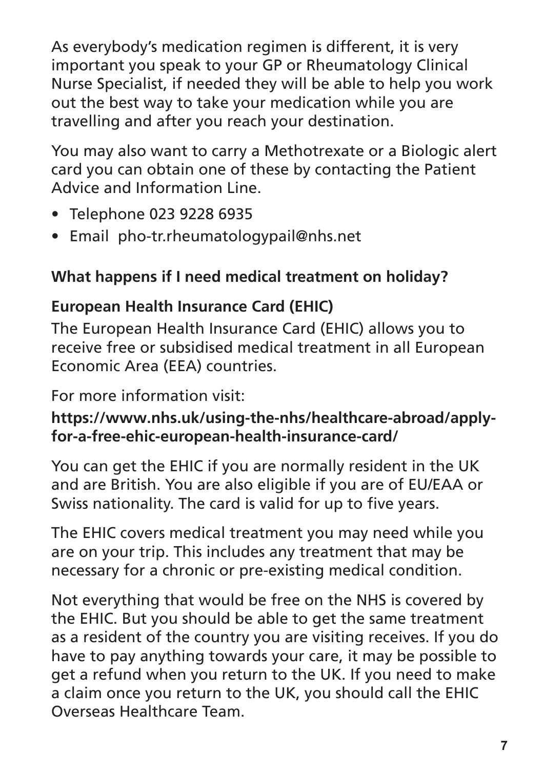As everybody's medication regimen is different, it is very important you speak to your GP or Rheumatology Clinical Nurse Specialist, if needed they will be able to help you work out the best way to take your medication while you are travelling and after you reach your destination.

You may also want to carry a Methotrexate or a Biologic alert card you can obtain one of these by contacting the Patient Advice and Information Line.

- Telephone 023 9228 6935
- Email pho-tr.rheumatologypail@nhs.net

**What happens if I need medical treatment on holiday?**

**European Health Insurance Card (EHIC)**

The European Health Insurance Card (EHIC) allows you to receive free or subsidised medical treatment in all European Economic Area (EEA) countries.

For more information visit:

**https://www.nhs.uk/using-the-nhs/healthcare-abroad/apply-for-a-free-ehic-european-health-insurance-card/**

You can get the EHIC if you are normally resident in the UK and are British. You are also eligible if you are of EU/EAA or Swiss nationality. The card is valid for up to five years.

The EHIC covers medical treatment you may need while you are on your trip. This includes any treatment that may be necessary for a chronic or pre-existing medical condition.

Not everything that would be free on the NHS is covered by the EHIC. But you should be able to get the same treatment as a resident of the country you are visiting receives. If you do have to pay anything towards your care, it may be possible to get a refund when you return to the UK. If you need to make a claim once you return to the UK, you should call the EHIC Overseas Healthcare Team.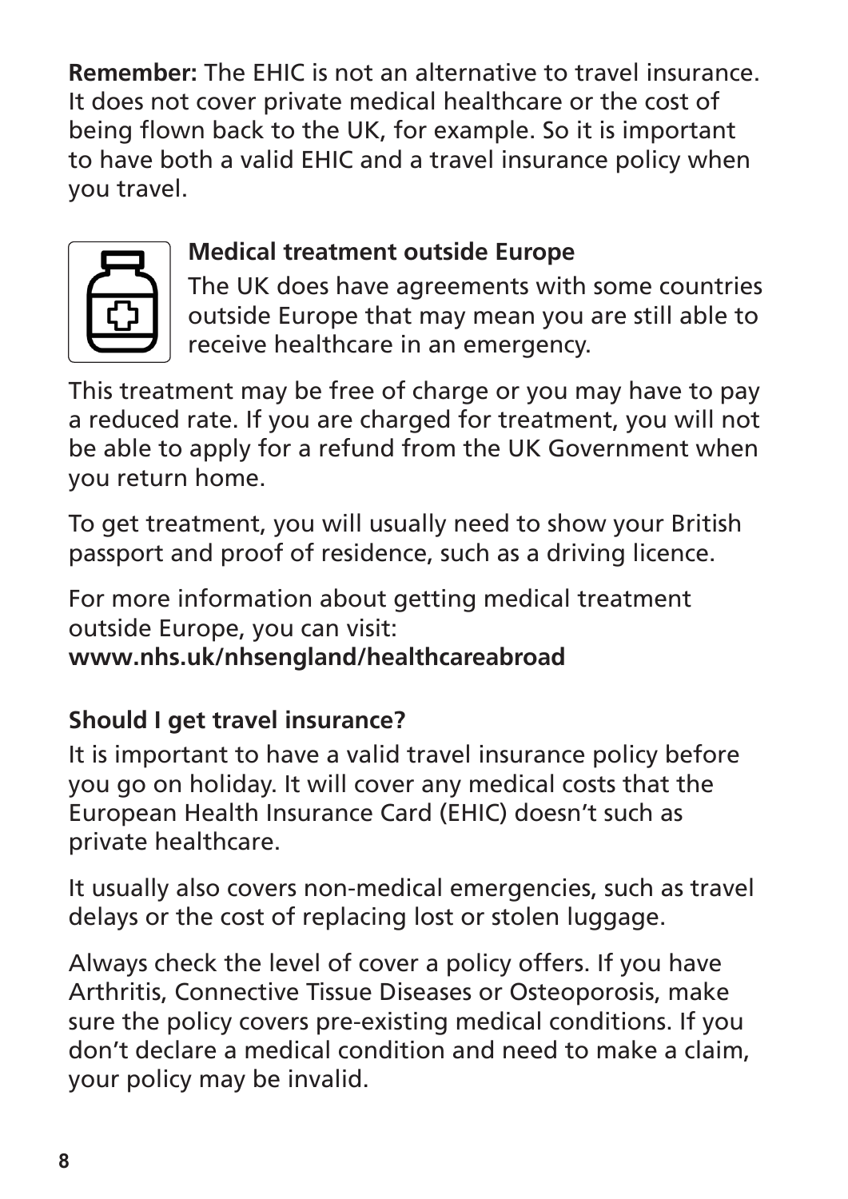**Remember:** The EHIC is not an alternative to travel insurance. It does not cover private medical healthcare or the cost of being flown back to the UK, for example. So it is important to have both a valid EHIC and a travel insurance policy when you travel.

### Medical treatment outside Europe

The UK does have agreements with some countries outside Europe that may mean you are still able to receive healthcare in an emergency.

This treatment may be free of charge or you may have to pay a reduced rate. If you are charged for treatment, you will not be able to apply for a refund from the UK Government when you return home.

To get treatment, you will usually need to show your British passport and proof of residence, such as a driving licence.

For more information about getting medical treatment outside Europe, you can visit:
**www.nhs.uk/nhsengland/healthcareabroad**

### Should I get travel insurance?

It is important to have a valid travel insurance policy before you go on holiday. It will cover any medical costs that the European Health Insurance Card (EHIC) doesn't such as private healthcare.

It usually also covers non-medical emergencies, such as travel delays or the cost of replacing lost or stolen luggage.

Always check the level of cover a policy offers. If you have Arthritis, Connective Tissue Diseases or Osteoporosis, make sure the policy covers pre-existing medical conditions. If you don't declare a medical condition and need to make a claim, your policy may be invalid.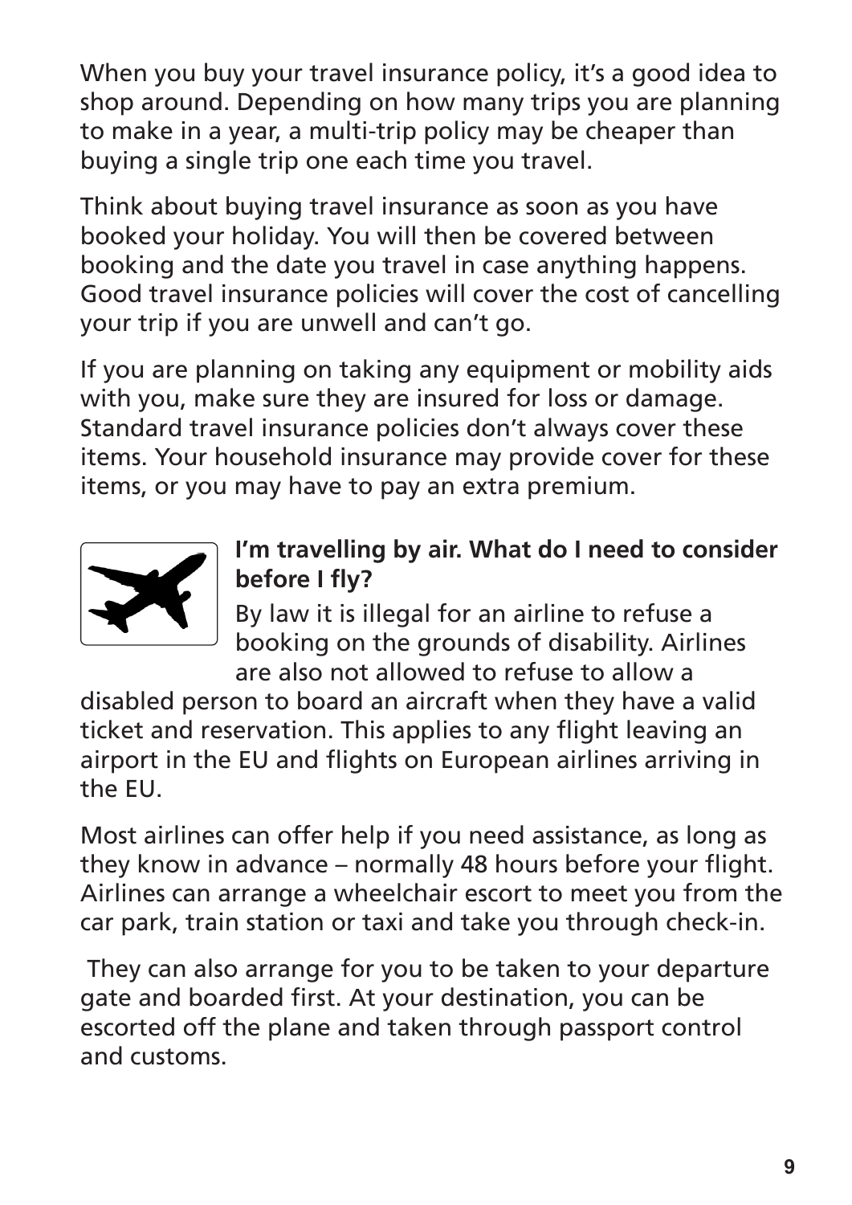When you buy your travel insurance policy, it's a good idea to shop around. Depending on how many trips you are planning to make in a year, a multi-trip policy may be cheaper than buying a single trip one each time you travel.

Think about buying travel insurance as soon as you have booked your holiday. You will then be covered between booking and the date you travel in case anything happens. Good travel insurance policies will cover the cost of cancelling your trip if you are unwell and can't go.

If you are planning on taking any equipment or mobility aids with you, make sure they are insured for loss or damage. Standard travel insurance policies don't always cover these items. Your household insurance may provide cover for these items, or you may have to pay an extra premium.

**I'm travelling by air. What do I need to consider before I fly?**

By law it is illegal for an airline to refuse a booking on the grounds of disability. Airlines are also not allowed to refuse to allow a disabled person to board an aircraft when they have a valid ticket and reservation. This applies to any flight leaving an airport in the EU and flights on European airlines arriving in the EU.

Most airlines can offer help if you need assistance, as long as they know in advance – normally 48 hours before your flight. Airlines can arrange a wheelchair escort to meet you from the car park, train station or taxi and take you through check-in.

They can also arrange for you to be taken to your departure gate and boarded first. At your destination, you can be escorted off the plane and taken through passport control and customs.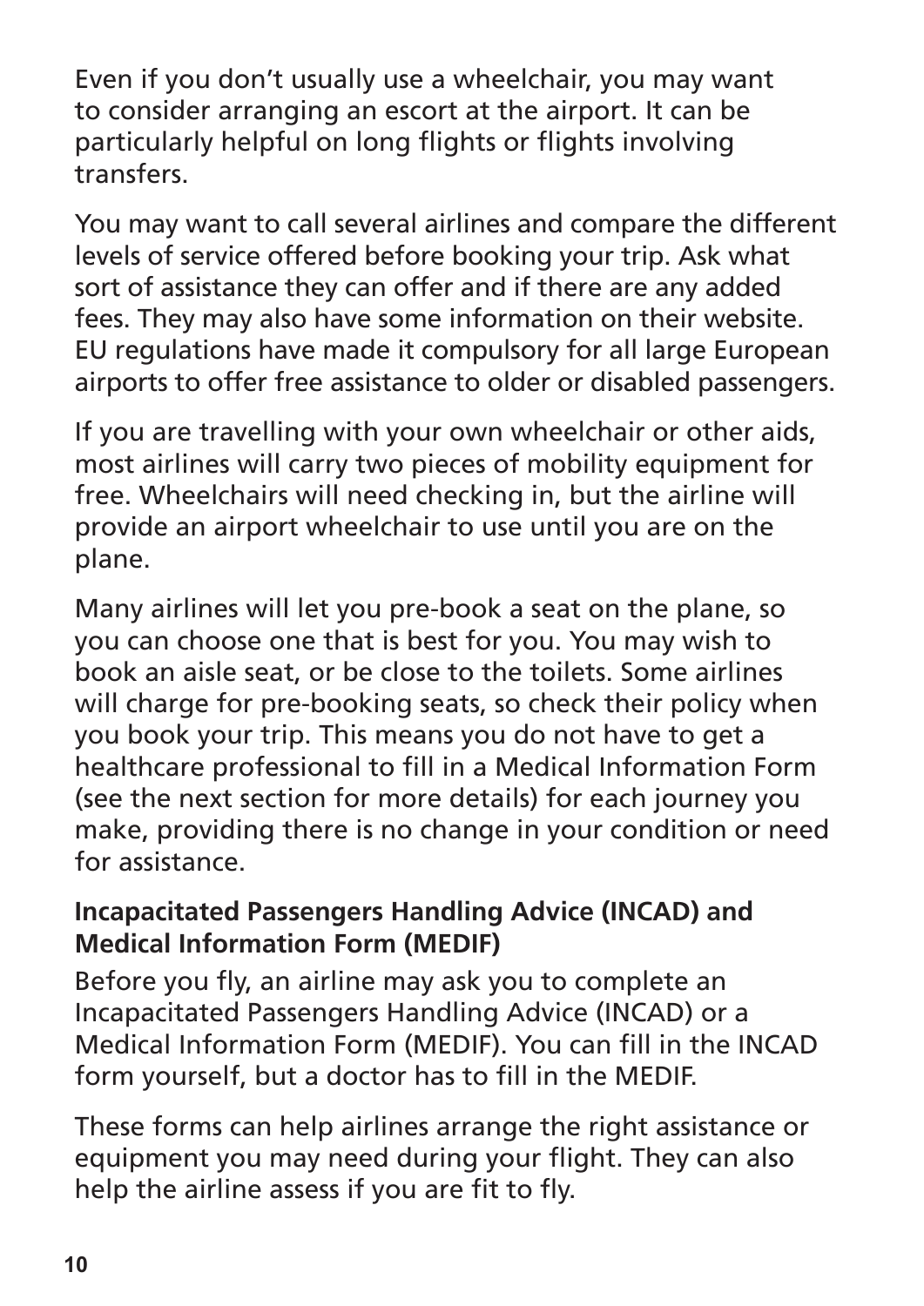Even if you don't usually use a wheelchair, you may want to consider arranging an escort at the airport. It can be particularly helpful on long flights or flights involving transfers.

You may want to call several airlines and compare the different levels of service offered before booking your trip. Ask what sort of assistance they can offer and if there are any added fees. They may also have some information on their website. EU regulations have made it compulsory for all large European airports to offer free assistance to older or disabled passengers.

If you are travelling with your own wheelchair or other aids, most airlines will carry two pieces of mobility equipment for free. Wheelchairs will need checking in, but the airline will provide an airport wheelchair to use until you are on the plane.

Many airlines will let you pre-book a seat on the plane, so you can choose one that is best for you. You may wish to book an aisle seat, or be close to the toilets. Some airlines will charge for pre-booking seats, so check their policy when you book your trip. This means you do not have to get a healthcare professional to fill in a Medical Information Form (see the next section for more details) for each journey you make, providing there is no change in your condition or need for assistance.

### Incapacitated Passengers Handling Advice (INCAD) and Medical Information Form (MEDIF)

Before you fly, an airline may ask you to complete an Incapacitated Passengers Handling Advice (INCAD) or a Medical Information Form (MEDIF). You can fill in the INCAD form yourself, but a doctor has to fill in the MEDIF.

These forms can help airlines arrange the right assistance or equipment you may need during your flight. They can also help the airline assess if you are fit to fly.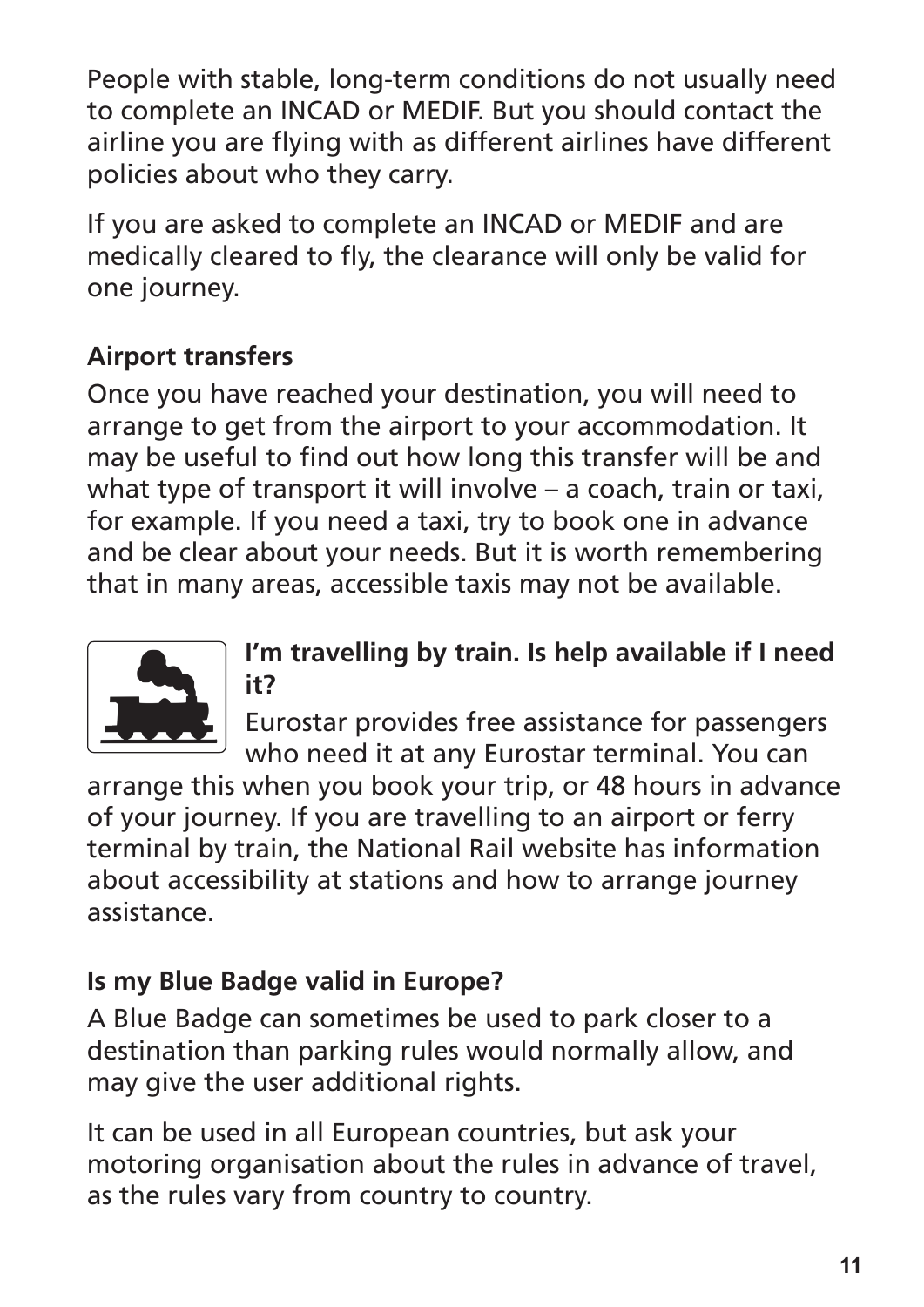People with stable, long-term conditions do not usually need to complete an INCAD or MEDIF. But you should contact the airline you are flying with as different airlines have different policies about who they carry.

If you are asked to complete an INCAD or MEDIF and are medically cleared to fly, the clearance will only be valid for one journey.

**Airport transfers**

Once you have reached your destination, you will need to arrange to get from the airport to your accommodation. It may be useful to find out how long this transfer will be and what type of transport it will involve – a coach, train or taxi, for example. If you need a taxi, try to book one in advance and be clear about your needs. But it is worth remembering that in many areas, accessible taxis may not be available.

**I'm travelling by train. Is help available if I need it?**

Eurostar provides free assistance for passengers who need it at any Eurostar terminal. You can arrange this when you book your trip, or 48 hours in advance of your journey. If you are travelling to an airport or ferry terminal by train, the National Rail website has information about accessibility at stations and how to arrange journey assistance.

**Is my Blue Badge valid in Europe?**

A Blue Badge can sometimes be used to park closer to a destination than parking rules would normally allow, and may give the user additional rights.

It can be used in all European countries, but ask your motoring organisation about the rules in advance of travel, as the rules vary from country to country.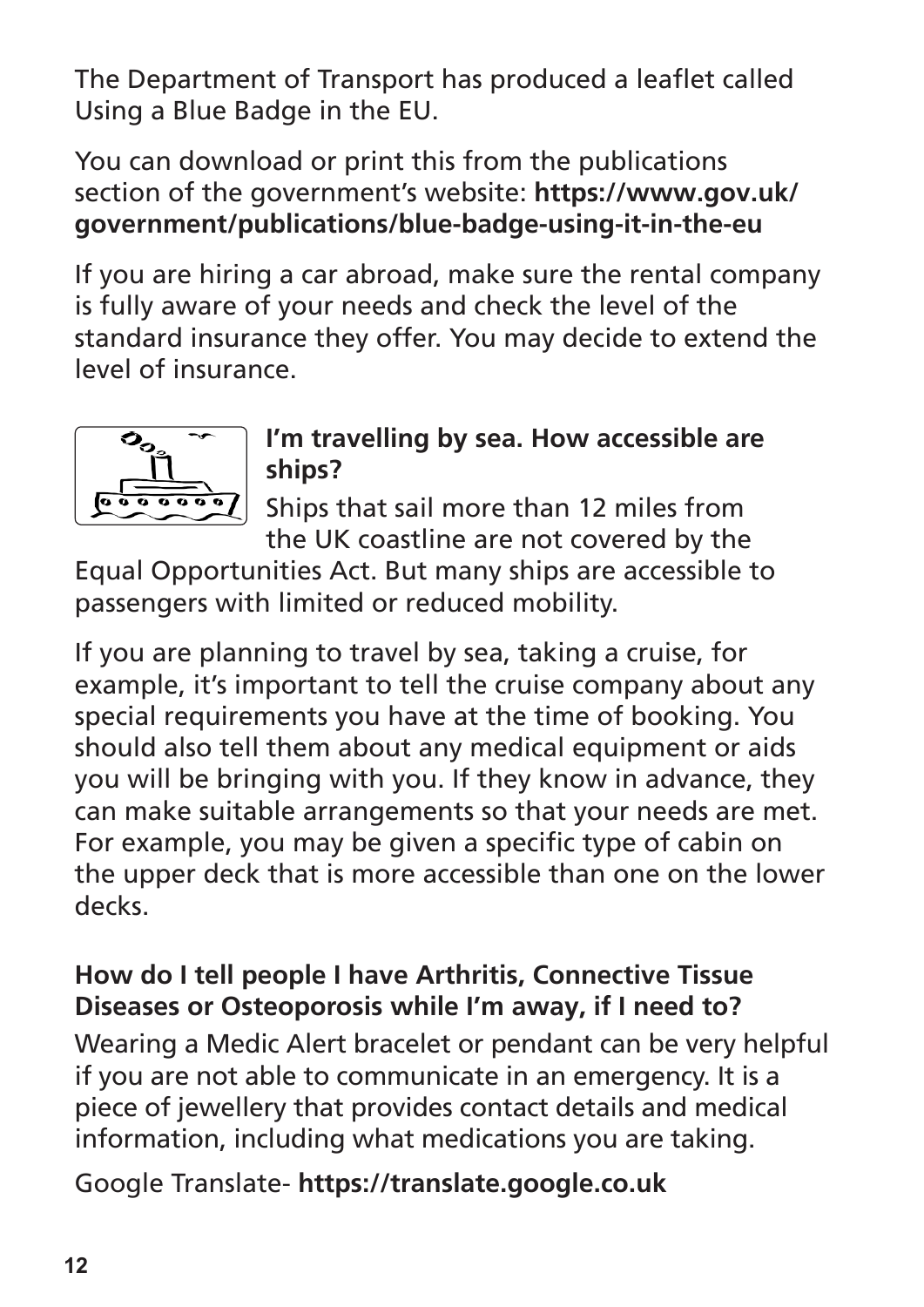The Department of Transport has produced a leaflet called Using a Blue Badge in the EU.

You can download or print this from the publications section of the government's website: **https://www.gov.uk/government/publications/blue-badge-using-it-in-the-eu**

If you are hiring a car abroad, make sure the rental company is fully aware of your needs and check the level of the standard insurance they offer. You may decide to extend the level of insurance.

### I'm travelling by sea. How accessible are ships?

Ships that sail more than 12 miles from the UK coastline are not covered by the Equal Opportunities Act. But many ships are accessible to passengers with limited or reduced mobility.

If you are planning to travel by sea, taking a cruise, for example, it's important to tell the cruise company about any special requirements you have at the time of booking. You should also tell them about any medical equipment or aids you will be bringing with you. If they know in advance, they can make suitable arrangements so that your needs are met. For example, you may be given a specific type of cabin on the upper deck that is more accessible than one on the lower decks.

### How do I tell people I have Arthritis, Connective Tissue Diseases or Osteoporosis while I'm away, if I need to?

Wearing a Medic Alert bracelet or pendant can be very helpful if you are not able to communicate in an emergency. It is a piece of jewellery that provides contact details and medical information, including what medications you are taking.

Google Translate- **https://translate.google.co.uk**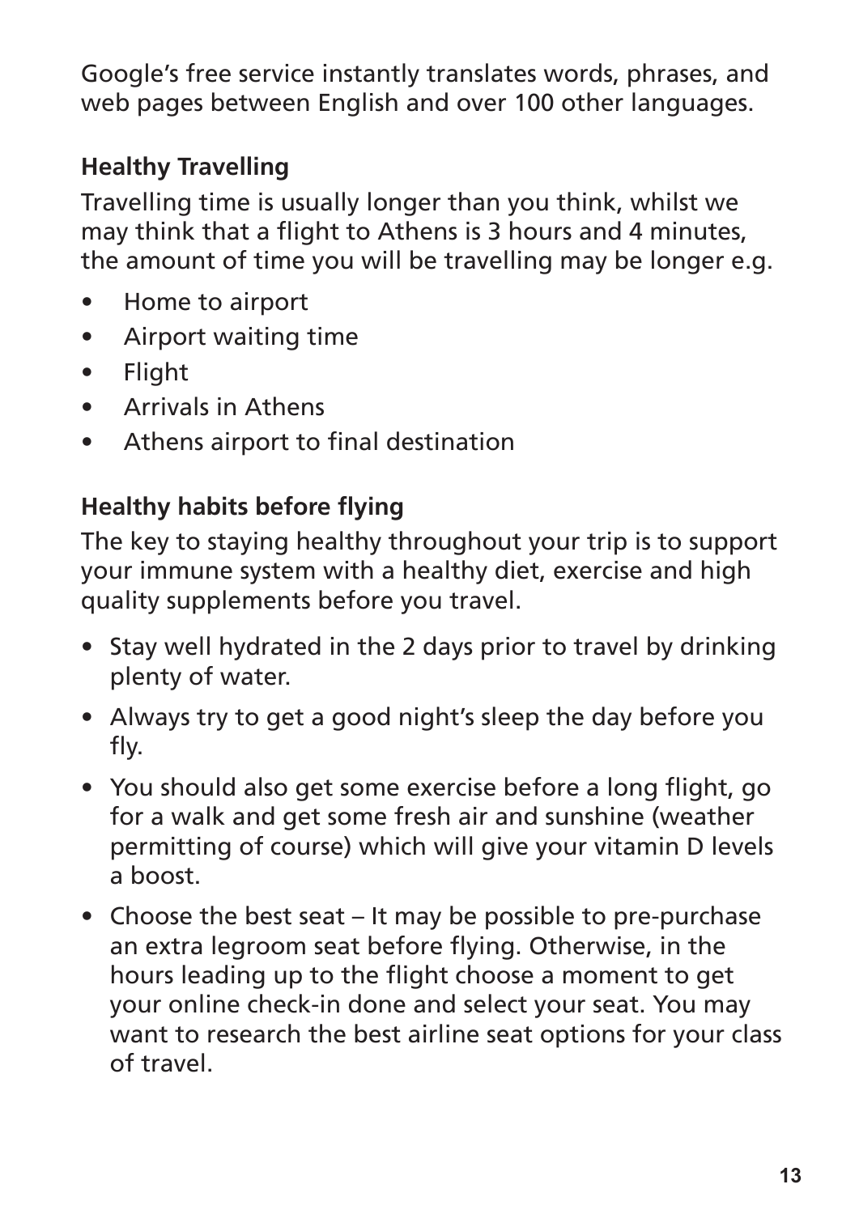Google's free service instantly translates words, phrases, and web pages between English and over 100 other languages.

## Healthy Travelling

Travelling time is usually longer than you think, whilst we may think that a flight to Athens is 3 hours and 4 minutes, the amount of time you will be travelling may be longer e.g.

- Home to airport
- Airport waiting time
- Flight
- Arrivals in Athens
- Athens airport to final destination

## Healthy habits before flying

The key to staying healthy throughout your trip is to support your immune system with a healthy diet, exercise and high quality supplements before you travel.

- Stay well hydrated in the 2 days prior to travel by drinking plenty of water.
- Always try to get a good night's sleep the day before you fly.
- You should also get some exercise before a long flight, go for a walk and get some fresh air and sunshine (weather permitting of course) which will give your vitamin D levels a boost.
- Choose the best seat – It may be possible to pre-purchase an extra legroom seat before flying. Otherwise, in the hours leading up to the flight choose a moment to get your online check-in done and select your seat. You may want to research the best airline seat options for your class of travel.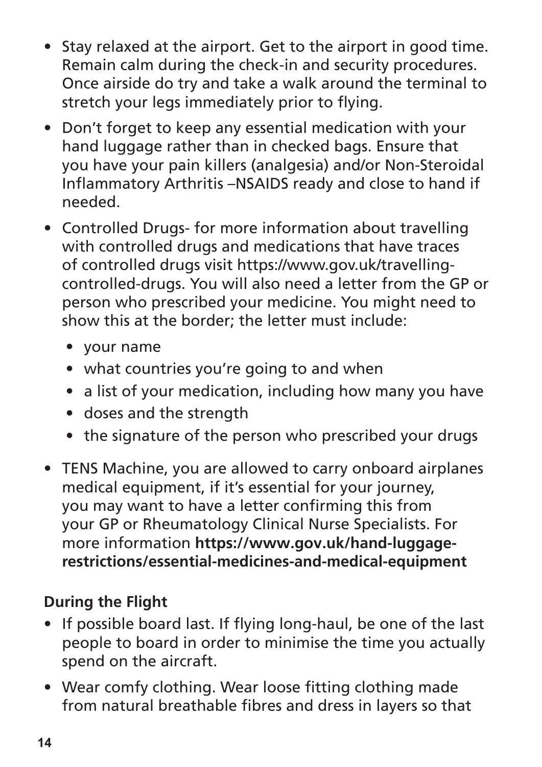- Stay relaxed at the airport. Get to the airport in good time. Remain calm during the check-in and security procedures. Once airside do try and take a walk around the terminal to stretch your legs immediately prior to flying.
- Don't forget to keep any essential medication with your hand luggage rather than in checked bags. Ensure that you have your pain killers (analgesia) and/or Non-Steroidal Inflammatory Arthritis –NSAIDS ready and close to hand if needed.
- Controlled Drugs- for more information about travelling with controlled drugs and medications that have traces of controlled drugs visit https://www.gov.uk/travelling-controlled-drugs. You will also need a letter from the GP or person who prescribed your medicine. You might need to show this at the border; the letter must include:
  - your name
  - what countries you're going to and when
  - a list of your medication, including how many you have
  - doses and the strength
  - the signature of the person who prescribed your drugs
- TENS Machine, you are allowed to carry onboard airplanes medical equipment, if it's essential for your journey, you may want to have a letter confirming this from your GP or Rheumatology Clinical Nurse Specialists. For more information **https://www.gov.uk/hand-luggage-restrictions/essential-medicines-and-medical-equipment**

**During the Flight**

- If possible board last. If flying long-haul, be one of the last people to board in order to minimise the time you actually spend on the aircraft.
- Wear comfy clothing. Wear loose fitting clothing made from natural breathable fibres and dress in layers so that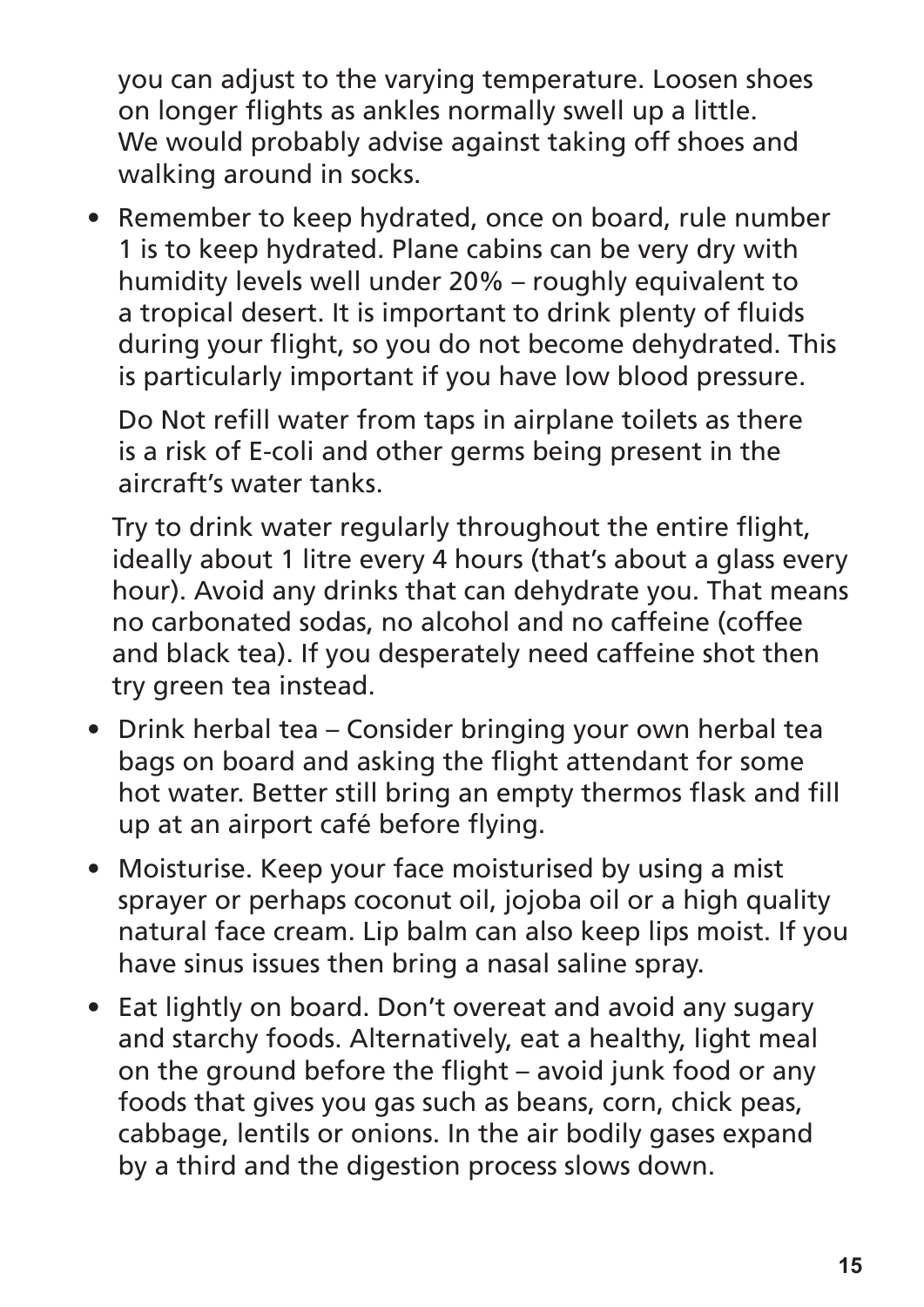you can adjust to the varying temperature. Loosen shoes on longer flights as ankles normally swell up a little. We would probably advise against taking off shoes and walking around in socks.

- Remember to keep hydrated, once on board, rule number 1 is to keep hydrated. Plane cabins can be very dry with humidity levels well under 20% – roughly equivalent to a tropical desert. It is important to drink plenty of fluids during your flight, so you do not become dehydrated. This is particularly important if you have low blood pressure.

  Do Not refill water from taps in airplane toilets as there is a risk of E-coli and other germs being present in the aircraft's water tanks.

  Try to drink water regularly throughout the entire flight, ideally about 1 litre every 4 hours (that's about a glass every hour). Avoid any drinks that can dehydrate you. That means no carbonated sodas, no alcohol and no caffeine (coffee and black tea). If you desperately need caffeine shot then try green tea instead.

- Drink herbal tea – Consider bringing your own herbal tea bags on board and asking the flight attendant for some hot water. Better still bring an empty thermos flask and fill up at an airport café before flying.

- Moisturise. Keep your face moisturised by using a mist sprayer or perhaps coconut oil, jojoba oil or a high quality natural face cream. Lip balm can also keep lips moist. If you have sinus issues then bring a nasal saline spray.

- Eat lightly on board. Don't overeat and avoid any sugary and starchy foods. Alternatively, eat a healthy, light meal on the ground before the flight – avoid junk food or any foods that gives you gas such as beans, corn, chick peas, cabbage, lentils or onions. In the air bodily gases expand by a third and the digestion process slows down.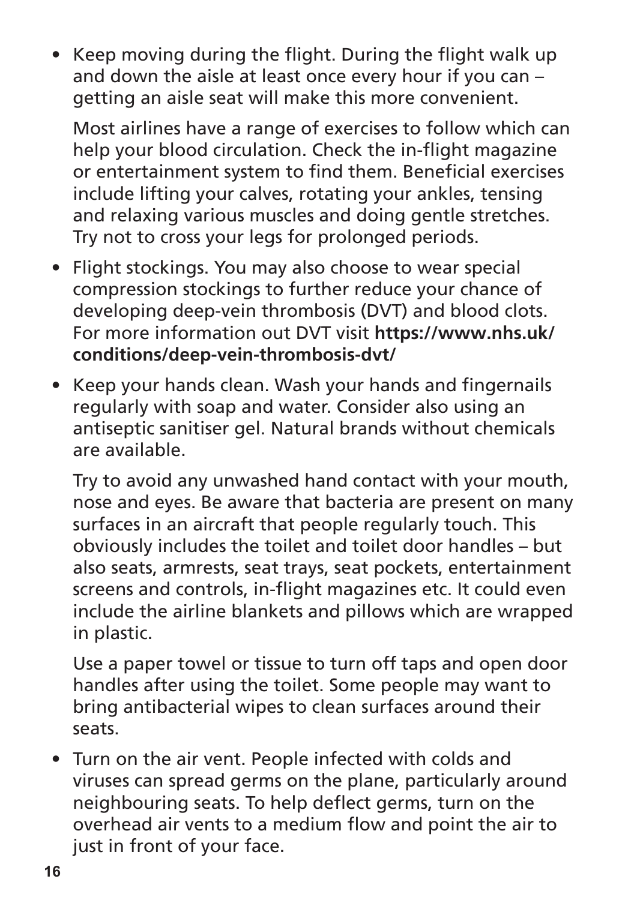- Keep moving during the flight. During the flight walk up and down the aisle at least once every hour if you can – getting an aisle seat will make this more convenient.

  Most airlines have a range of exercises to follow which can help your blood circulation. Check the in-flight magazine or entertainment system to find them. Beneficial exercises include lifting your calves, rotating your ankles, tensing and relaxing various muscles and doing gentle stretches. Try not to cross your legs for prolonged periods.

- Flight stockings. You may also choose to wear special compression stockings to further reduce your chance of developing deep-vein thrombosis (DVT) and blood clots. For more information out DVT visit **https://www.nhs.uk/conditions/deep-vein-thrombosis-dvt/**

- Keep your hands clean. Wash your hands and fingernails regularly with soap and water. Consider also using an antiseptic sanitiser gel. Natural brands without chemicals are available.

  Try to avoid any unwashed hand contact with your mouth, nose and eyes. Be aware that bacteria are present on many surfaces in an aircraft that people regularly touch. This obviously includes the toilet and toilet door handles – but also seats, armrests, seat trays, seat pockets, entertainment screens and controls, in-flight magazines etc. It could even include the airline blankets and pillows which are wrapped in plastic.

  Use a paper towel or tissue to turn off taps and open door handles after using the toilet. Some people may want to bring antibacterial wipes to clean surfaces around their seats.

- Turn on the air vent. People infected with colds and viruses can spread germs on the plane, particularly around neighbouring seats. To help deflect germs, turn on the overhead air vents to a medium flow and point the air to just in front of your face.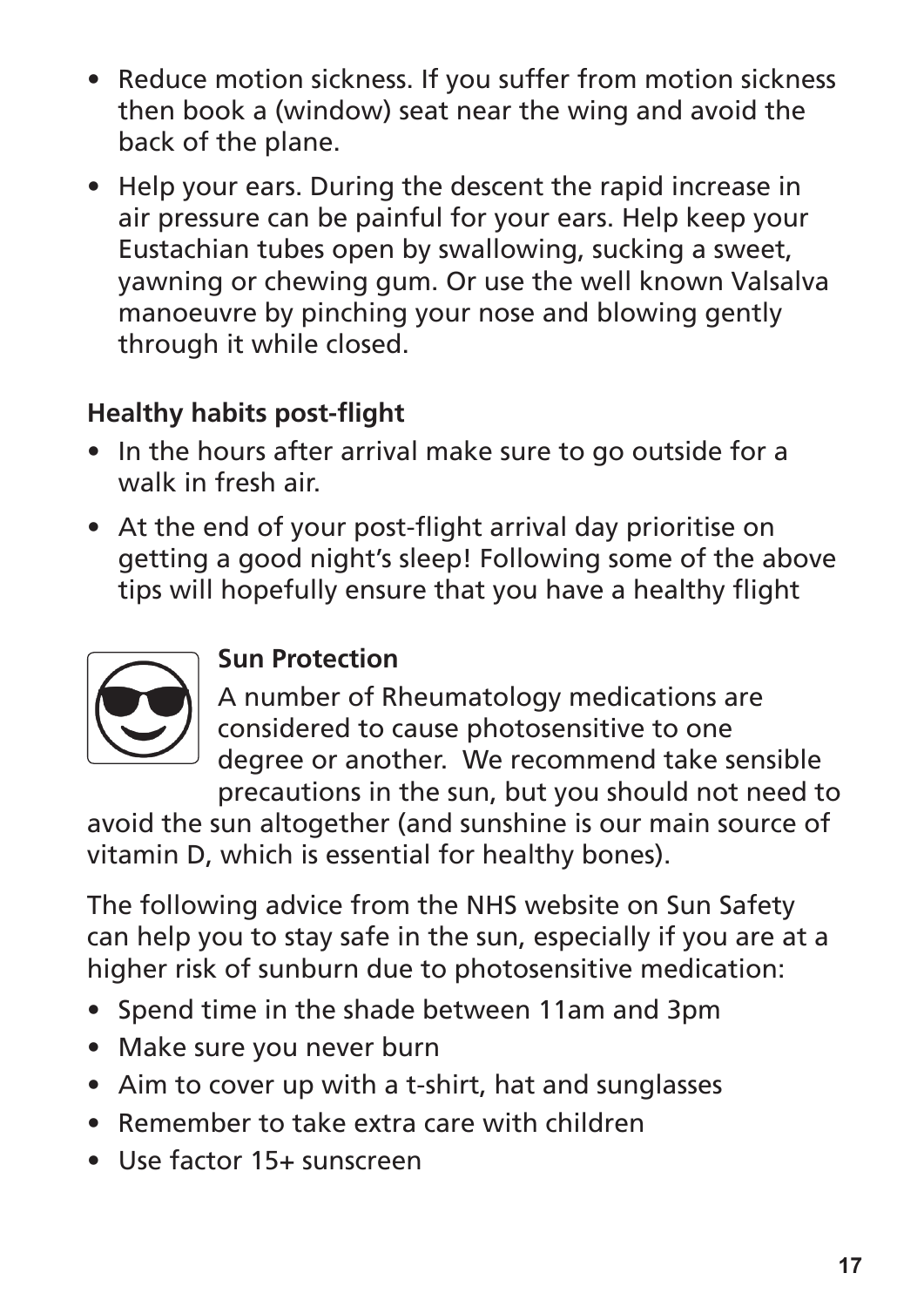- Reduce motion sickness. If you suffer from motion sickness then book a (window) seat near the wing and avoid the back of the plane.
- Help your ears. During the descent the rapid increase in air pressure can be painful for your ears. Help keep your Eustachian tubes open by swallowing, sucking a sweet, yawning or chewing gum. Or use the well known Valsalva manoeuvre by pinching your nose and blowing gently through it while closed.

**Healthy habits post-flight**

- In the hours after arrival make sure to go outside for a walk in fresh air.
- At the end of your post-flight arrival day prioritise on getting a good night's sleep! Following some of the above tips will hopefully ensure that you have a healthy flight

**Sun Protection**

A number of Rheumatology medications are considered to cause photosensitive to one degree or another. We recommend take sensible precautions in the sun, but you should not need to avoid the sun altogether (and sunshine is our main source of vitamin D, which is essential for healthy bones).

The following advice from the NHS website on Sun Safety can help you to stay safe in the sun, especially if you are at a higher risk of sunburn due to photosensitive medication:

- Spend time in the shade between 11am and 3pm
- Make sure you never burn
- Aim to cover up with a t-shirt, hat and sunglasses
- Remember to take extra care with children
- Use factor 15+ sunscreen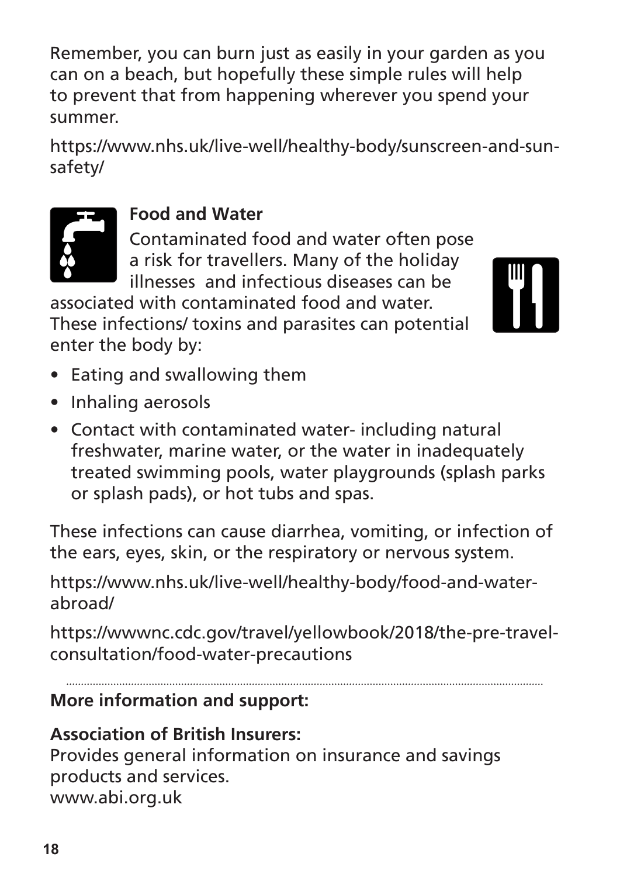Remember, you can burn just as easily in your garden as you can on a beach, but hopefully these simple rules will help to prevent that from happening wherever you spend your summer.

https://www.nhs.uk/live-well/healthy-body/sunscreen-and-sun-safety/

## Food and Water

Contaminated food and water often pose a risk for travellers. Many of the holiday illnesses  and infectious diseases can be associated with contaminated food and water. These infections/ toxins and parasites can potential enter the body by:

- Eating and swallowing them
- Inhaling aerosols
- Contact with contaminated water- including natural freshwater, marine water, or the water in inadequately treated swimming pools, water playgrounds (splash parks or splash pads), or hot tubs and spas.

These infections can cause diarrhea, vomiting, or infection of the ears, eyes, skin, or the respiratory or nervous system.

https://www.nhs.uk/live-well/healthy-body/food-and-water-abroad/

https://wwwnc.cdc.gov/travel/yellowbook/2018/the-pre-travel-consultation/food-water-precautions

**More information and support:**

**Association of British Insurers:**
Provides general information on insurance and savings products and services.
www.abi.org.uk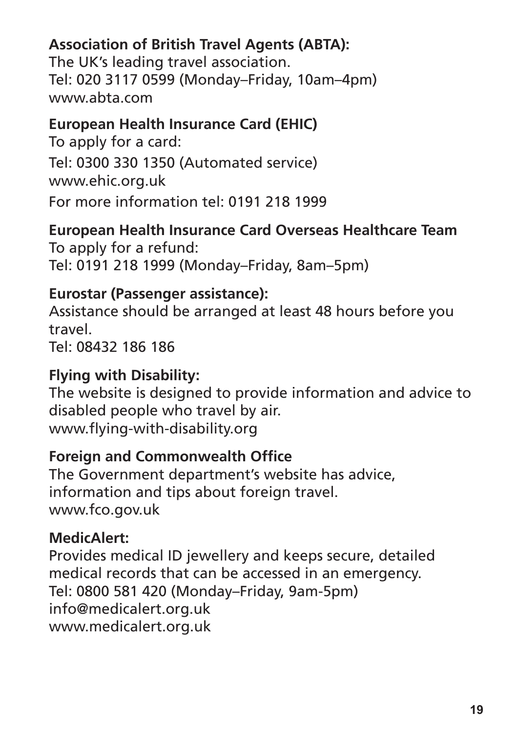**Association of British Travel Agents (ABTA):**
The UK's leading travel association.
Tel: 020 3117 0599 (Monday–Friday, 10am–4pm)
www.abta.com

**European Health Insurance Card (EHIC)**
To apply for a card:
Tel: 0300 330 1350 (Automated service)
www.ehic.org.uk
For more information tel: 0191 218 1999

**European Health Insurance Card Overseas Healthcare Team**
To apply for a refund:
Tel: 0191 218 1999 (Monday–Friday, 8am–5pm)

**Eurostar (Passenger assistance):**
Assistance should be arranged at least 48 hours before you travel.
Tel: 08432 186 186

**Flying with Disability:**
The website is designed to provide information and advice to disabled people who travel by air.
www.flying-with-disability.org

**Foreign and Commonwealth Office**
The Government department's website has advice, information and tips about foreign travel.
www.fco.gov.uk

**MedicAlert:**
Provides medical ID jewellery and keeps secure, detailed medical records that can be accessed in an emergency.
Tel: 0800 581 420 (Monday–Friday, 9am-5pm)
info@medicalert.org.uk
www.medicalert.org.uk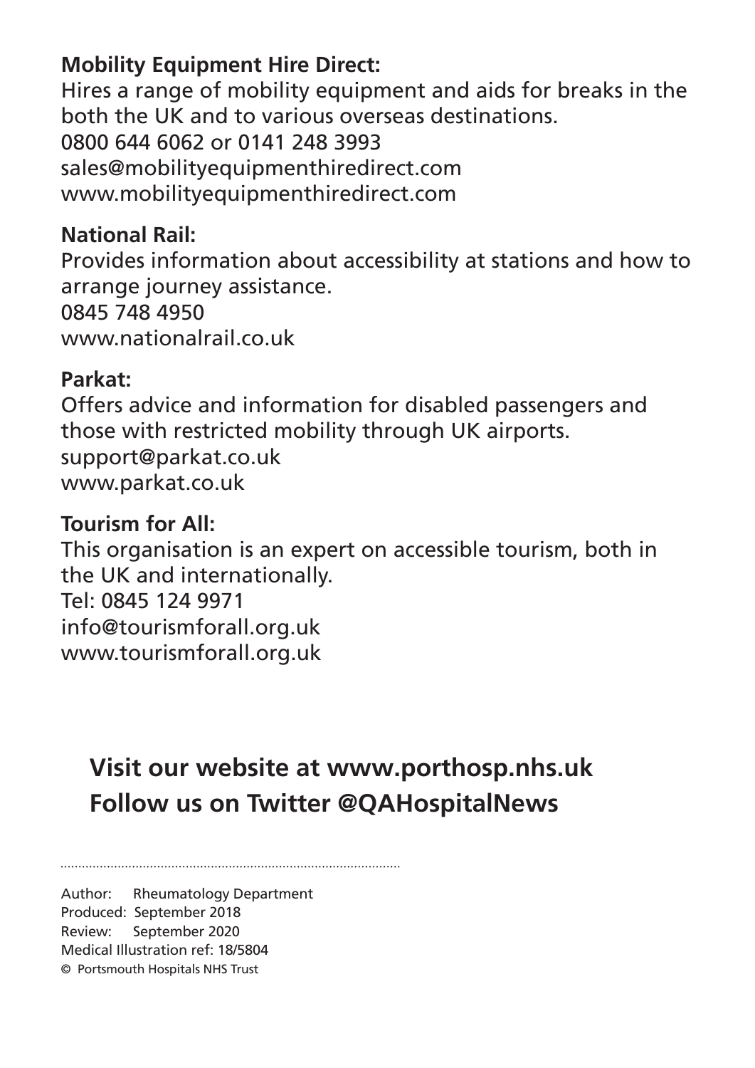**Mobility Equipment Hire Direct:**
Hires a range of mobility equipment and aids for breaks in the both the UK and to various overseas destinations.
0800 644 6062 or 0141 248 3993
sales@mobilityequipmenthiredirect.com
www.mobilityequipmenthiredirect.com

**National Rail:**
Provides information about accessibility at stations and how to arrange journey assistance.
0845 748 4950
www.nationalrail.co.uk

**Parkat:**
Offers advice and information for disabled passengers and those with restricted mobility through UK airports.
support@parkat.co.uk
www.parkat.co.uk

**Tourism for All:**
This organisation is an expert on accessible tourism, both in the UK and internationally.
Tel: 0845 124 9971
info@tourismforall.org.uk
www.tourismforall.org.uk

**Visit our website at www.porthosp.nhs.uk**
**Follow us on Twitter @QAHospitalNews**

Author: Rheumatology Department
Produced: September 2018
Review: September 2020
Medical Illustration ref: 18/5804
© Portsmouth Hospitals NHS Trust